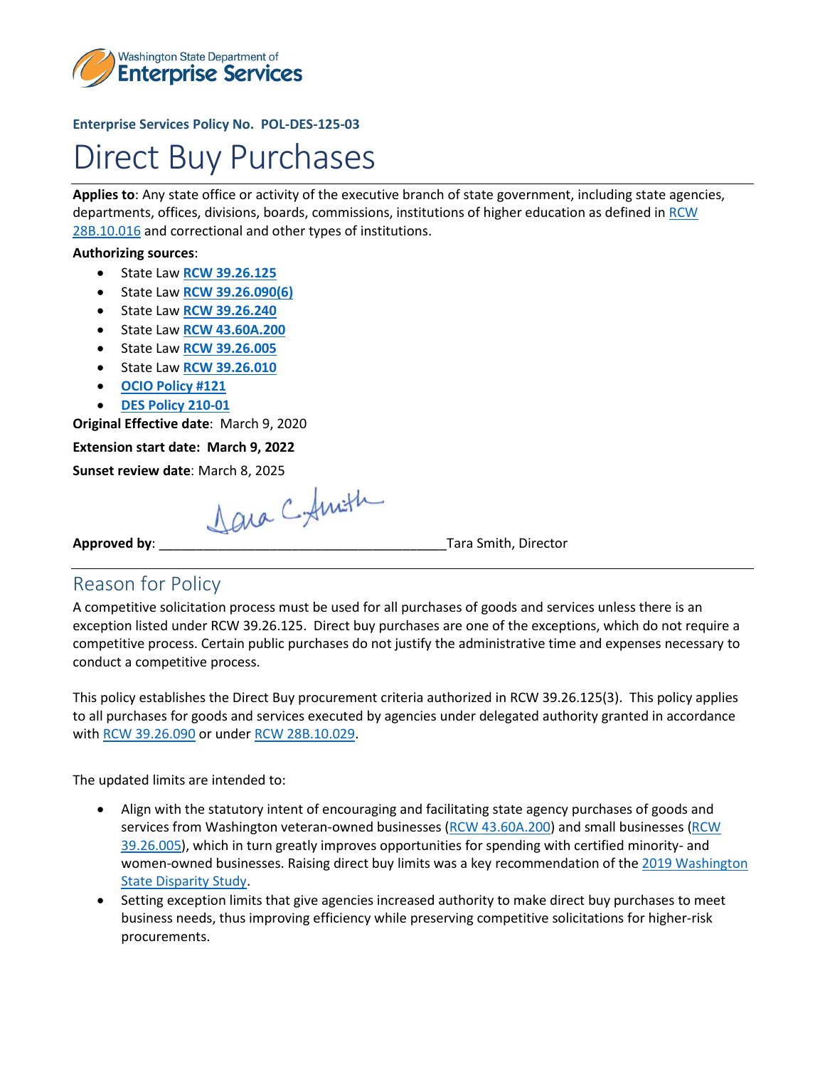**Enterprise Services Policy No. POL-DES-125-03**

# Direct Buy Purchases

**Applies to**: Any state office or activity of the executive branch of state government, including state agencies, departments, offices, divisions, boards, commissions, institutions of higher education as defined in RCW 28B.10.016 and correctional and other types of institutions.

**Authorizing sources**:

- State Law **RCW 39.26.125**
- State Law **RCW 39.26.090(6)**
- State Law **RCW 39.26.240**
- State Law **RCW 43.60A.200**
- State Law **RCW 39.26.005**
- State Law **RCW 39.26.010**
- **OCIO Policy #121**
- **DES Policy 210-01**

**Original Effective date**: March 9, 2020

**Extension start date: March 9, 2022**

**Sunset review date**: March 8, 2025

**Approved by**: ______________________________________Tara Smith, Director

## Reason for Policy

A competitive solicitation process must be used for all purchases of goods and services unless there is an exception listed under RCW 39.26.125. Direct buy purchases are one of the exceptions, which do not require a competitive process. Certain public purchases do not justify the administrative time and expenses necessary to conduct a competitive process.

This policy establishes the Direct Buy procurement criteria authorized in RCW 39.26.125(3). This policy applies to all purchases for goods and services executed by agencies under delegated authority granted in accordance with RCW 39.26.090 or under RCW 28B.10.029.

The updated limits are intended to:

- Align with the statutory intent of encouraging and facilitating state agency purchases of goods and services from Washington veteran-owned businesses (RCW 43.60A.200) and small businesses (RCW 39.26.005), which in turn greatly improves opportunities for spending with certified minority- and women-owned businesses. Raising direct buy limits was a key recommendation of the 2019 Washington State Disparity Study.
- Setting exception limits that give agencies increased authority to make direct buy purchases to meet business needs, thus improving efficiency while preserving competitive solicitations for higher-risk procurements.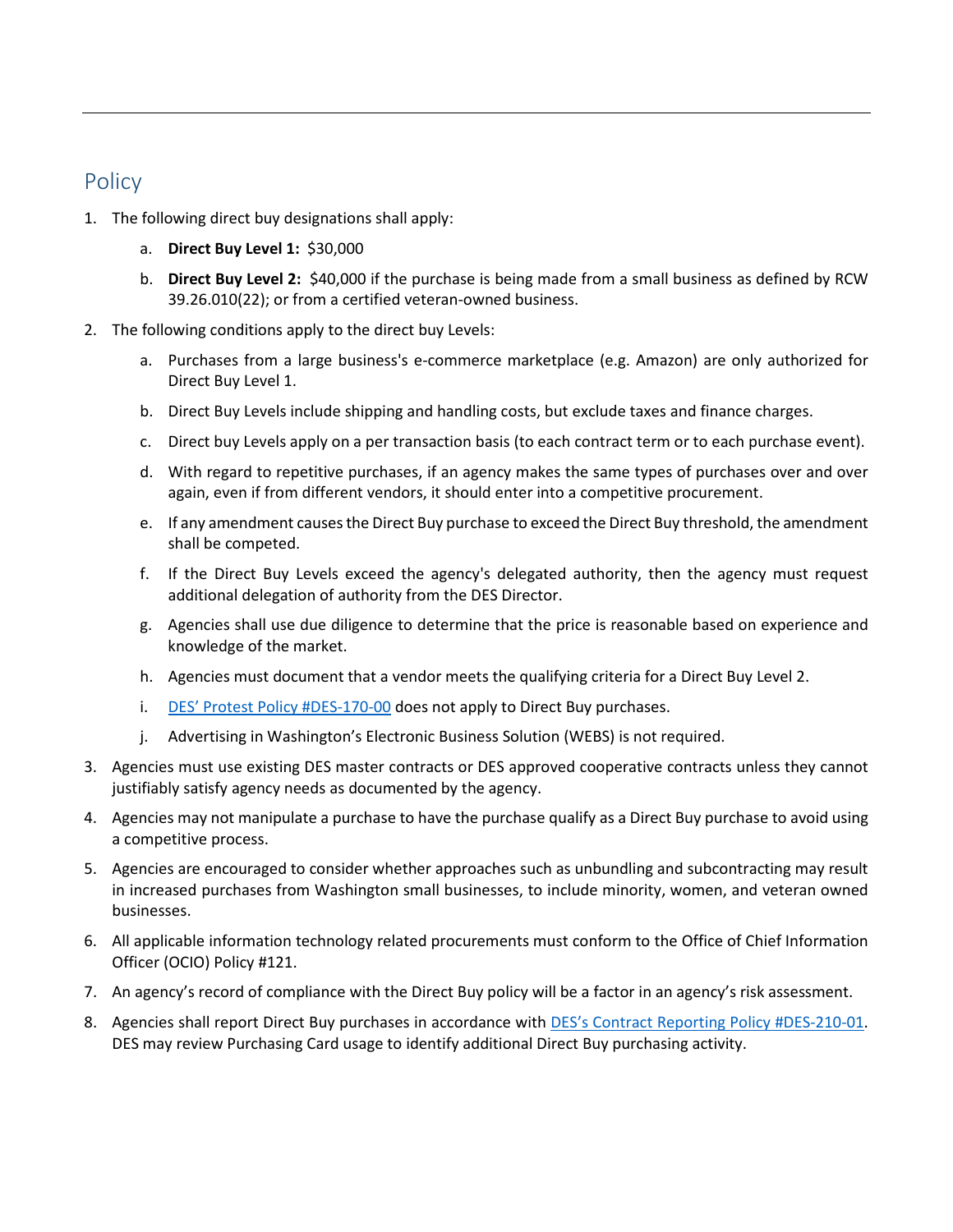## Policy

1. The following direct buy designations shall apply:
    a. **Direct Buy Level 1:** $30,000
    b. **Direct Buy Level 2:** $40,000 if the purchase is being made from a small business as defined by RCW 39.26.010(22); or from a certified veteran-owned business.
2. The following conditions apply to the direct buy Levels:
    a. Purchases from a large business's e-commerce marketplace (e.g. Amazon) are only authorized for Direct Buy Level 1.
    b. Direct Buy Levels include shipping and handling costs, but exclude taxes and finance charges.
    c. Direct buy Levels apply on a per transaction basis (to each contract term or to each purchase event).
    d. With regard to repetitive purchases, if an agency makes the same types of purchases over and over again, even if from different vendors, it should enter into a competitive procurement.
    e. If any amendment causes the Direct Buy purchase to exceed the Direct Buy threshold, the amendment shall be competed.
    f. If the Direct Buy Levels exceed the agency's delegated authority, then the agency must request additional delegation of authority from the DES Director.
    g. Agencies shall use due diligence to determine that the price is reasonable based on experience and knowledge of the market.
    h. Agencies must document that a vendor meets the qualifying criteria for a Direct Buy Level 2.
    i. DES' Protest Policy #DES-170-00 does not apply to Direct Buy purchases.
    j. Advertising in Washington's Electronic Business Solution (WEBS) is not required.
3. Agencies must use existing DES master contracts or DES approved cooperative contracts unless they cannot justifiably satisfy agency needs as documented by the agency.
4. Agencies may not manipulate a purchase to have the purchase qualify as a Direct Buy purchase to avoid using a competitive process.
5. Agencies are encouraged to consider whether approaches such as unbundling and subcontracting may result in increased purchases from Washington small businesses, to include minority, women, and veteran owned businesses.
6. All applicable information technology related procurements must conform to the Office of Chief Information Officer (OCIO) Policy #121.
7. An agency's record of compliance with the Direct Buy policy will be a factor in an agency's risk assessment.
8. Agencies shall report Direct Buy purchases in accordance with DES's Contract Reporting Policy #DES-210-01. DES may review Purchasing Card usage to identify additional Direct Buy purchasing activity.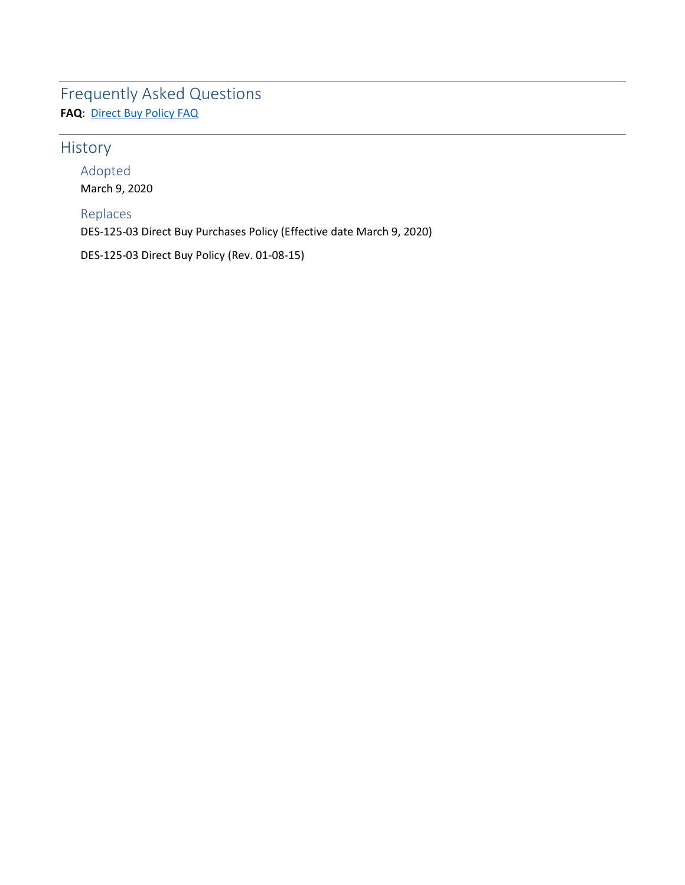## Frequently Asked Questions

**FAQ**: [Direct Buy Policy FAQ]

## History

### Adopted

March 9, 2020

### Replaces

DES-125-03 Direct Buy Purchases Policy (Effective date March 9, 2020)

DES-125-03 Direct Buy Policy (Rev. 01-08-15)